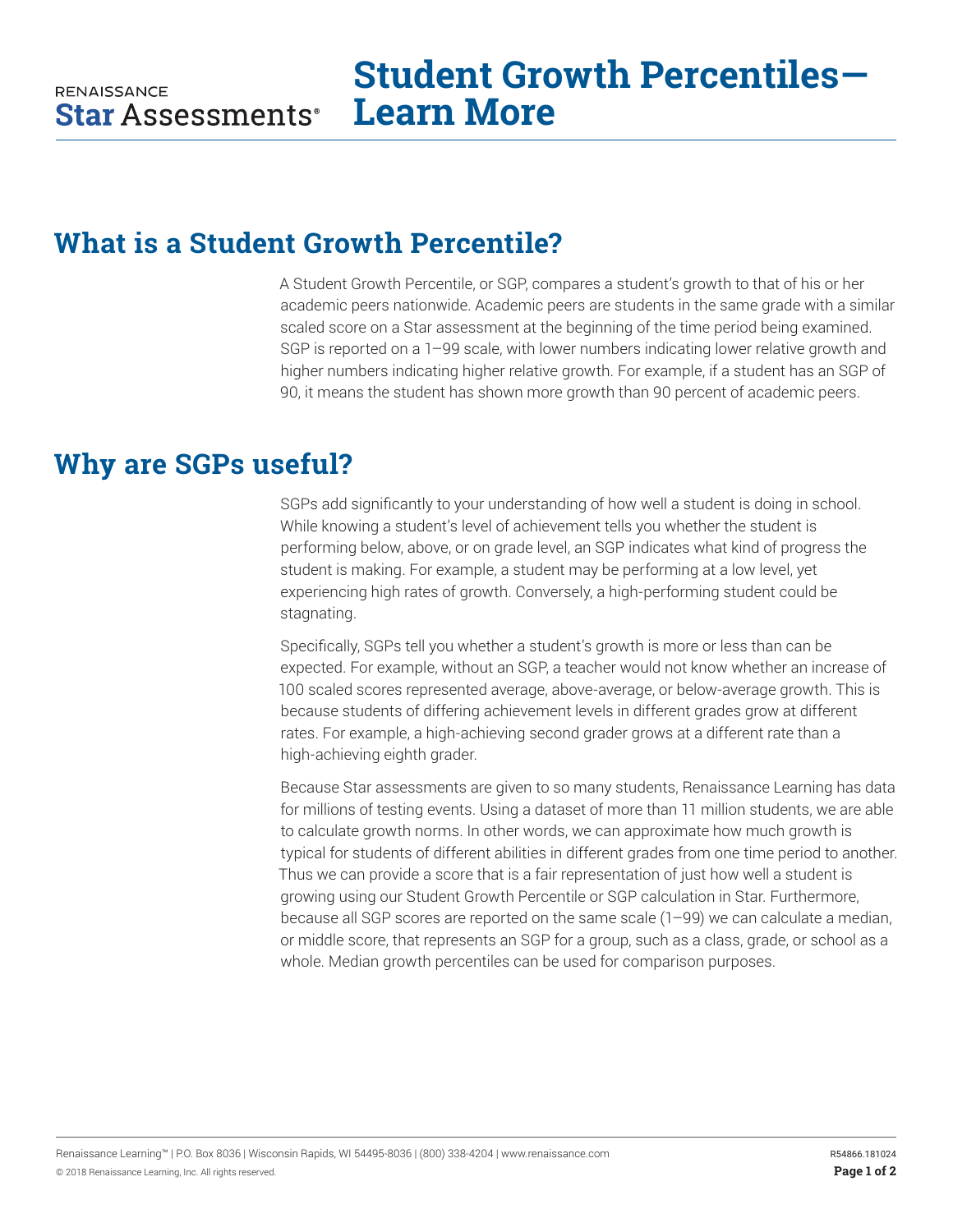RENAISSANCE
**Star Assessments®**

# Student Growth Percentiles—Learn More

## What is a Student Growth Percentile?

A Student Growth Percentile, or SGP, compares a student's growth to that of his or her academic peers nationwide. Academic peers are students in the same grade with a similar scaled score on a Star assessment at the beginning of the time period being examined. SGP is reported on a 1–99 scale, with lower numbers indicating lower relative growth and higher numbers indicating higher relative growth. For example, if a student has an SGP of 90, it means the student has shown more growth than 90 percent of academic peers.

## Why are SGPs useful?

SGPs add significantly to your understanding of how well a student is doing in school. While knowing a student's level of achievement tells you whether the student is performing below, above, or on grade level, an SGP indicates what kind of progress the student is making. For example, a student may be performing at a low level, yet experiencing high rates of growth. Conversely, a high-performing student could be stagnating.

Specifically, SGPs tell you whether a student's growth is more or less than can be expected. For example, without an SGP, a teacher would not know whether an increase of 100 scaled scores represented average, above-average, or below-average growth. This is because students of differing achievement levels in different grades grow at different rates. For example, a high-achieving second grader grows at a different rate than a high-achieving eighth grader.

Because Star assessments are given to so many students, Renaissance Learning has data for millions of testing events. Using a dataset of more than 11 million students, we are able to calculate growth norms. In other words, we can approximate how much growth is typical for students of different abilities in different grades from one time period to another. Thus we can provide a score that is a fair representation of just how well a student is growing using our Student Growth Percentile or SGP calculation in Star. Furthermore, because all SGP scores are reported on the same scale (1–99) we can calculate a median, or middle score, that represents an SGP for a group, such as a class, grade, or school as a whole. Median growth percentiles can be used for comparison purposes.

Renaissance Learning™ | P.O. Box 8036 | Wisconsin Rapids, WI 54495-8036 | (800) 338-4204 | www.renaissance.com

© 2018 Renaissance Learning, Inc. All rights reserved.

R54866.181024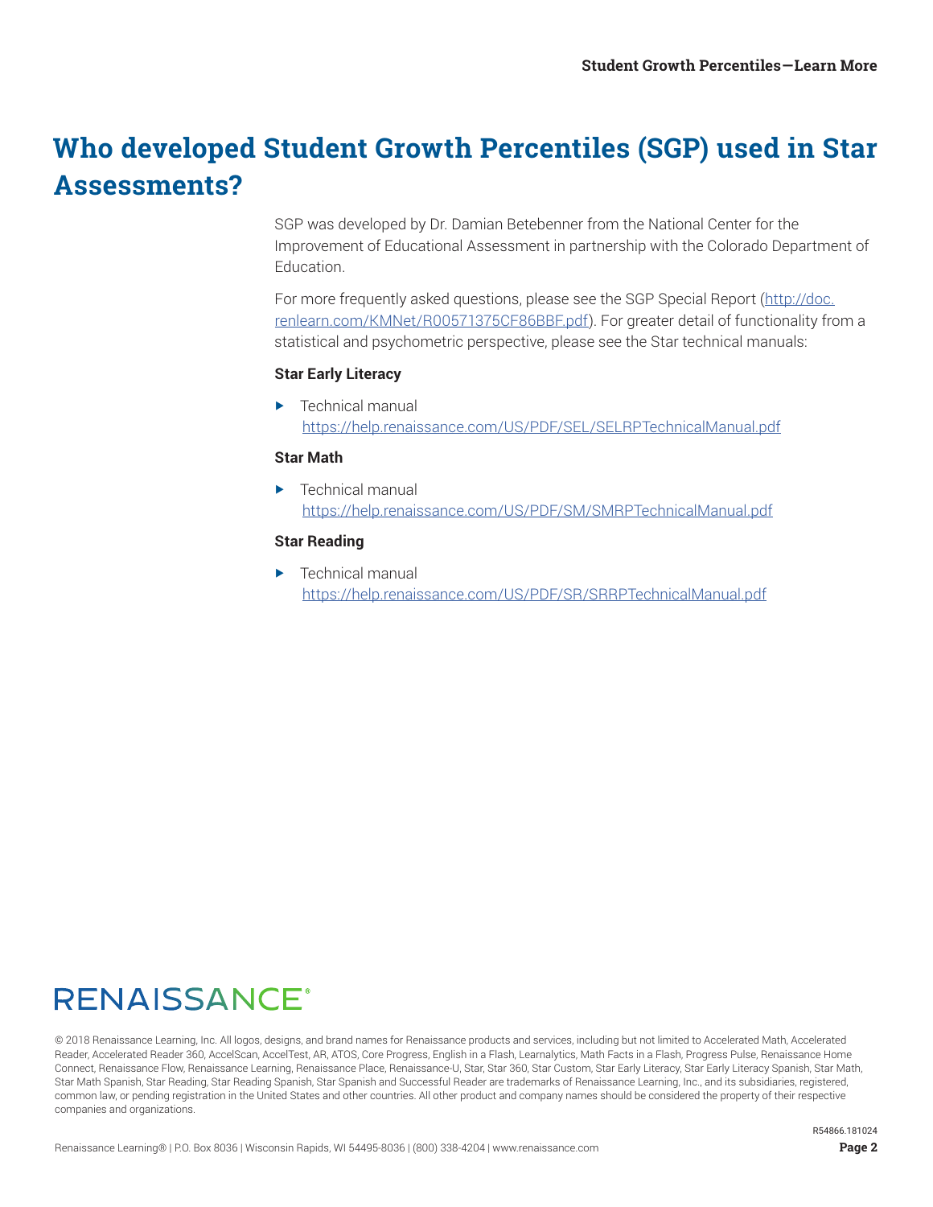# Who developed Student Growth Percentiles (SGP) used in Star Assessments?

SGP was developed by Dr. Damian Betebenner from the National Center for the Improvement of Educational Assessment in partnership with the Colorado Department of Education.

For more frequently asked questions, please see the SGP Special Report (http://doc.renlearn.com/KMNet/R00571375CF86BBF.pdf). For greater detail of functionality from a statistical and psychometric perspective, please see the Star technical manuals:

**Star Early Literacy**

- Technical manual
  https://help.renaissance.com/US/PDF/SEL/SELRPTechnicalManual.pdf

**Star Math**

- Technical manual
  https://help.renaissance.com/US/PDF/SM/SMRPTechnicalManual.pdf

**Star Reading**

- Technical manual
  https://help.renaissance.com/US/PDF/SR/SRRPTechnicalManual.pdf

RENAISSANCE®

© 2018 Renaissance Learning, Inc. All logos, designs, and brand names for Renaissance products and services, including but not limited to Accelerated Math, Accelerated Reader, Accelerated Reader 360, AccelScan, AccelTest, AR, ATOS, Core Progress, English in a Flash, Learnalytics, Math Facts in a Flash, Progress Pulse, Renaissance Home Connect, Renaissance Flow, Renaissance Learning, Renaissance Place, Renaissance-U, Star, Star 360, Star Custom, Star Early Literacy, Star Early Literacy Spanish, Star Math, Star Math Spanish, Star Reading, Star Reading Spanish, Star Spanish and Successful Reader are trademarks of Renaissance Learning, Inc., and its subsidiaries, registered, common law, or pending registration in the United States and other countries. All other product and company names should be considered the property of their respective companies and organizations.

R54866.181024

Renaissance Learning® | P.O. Box 8036 | Wisconsin Rapids, WI 54495-8036 | (800) 338-4204 | www.renaissance.com